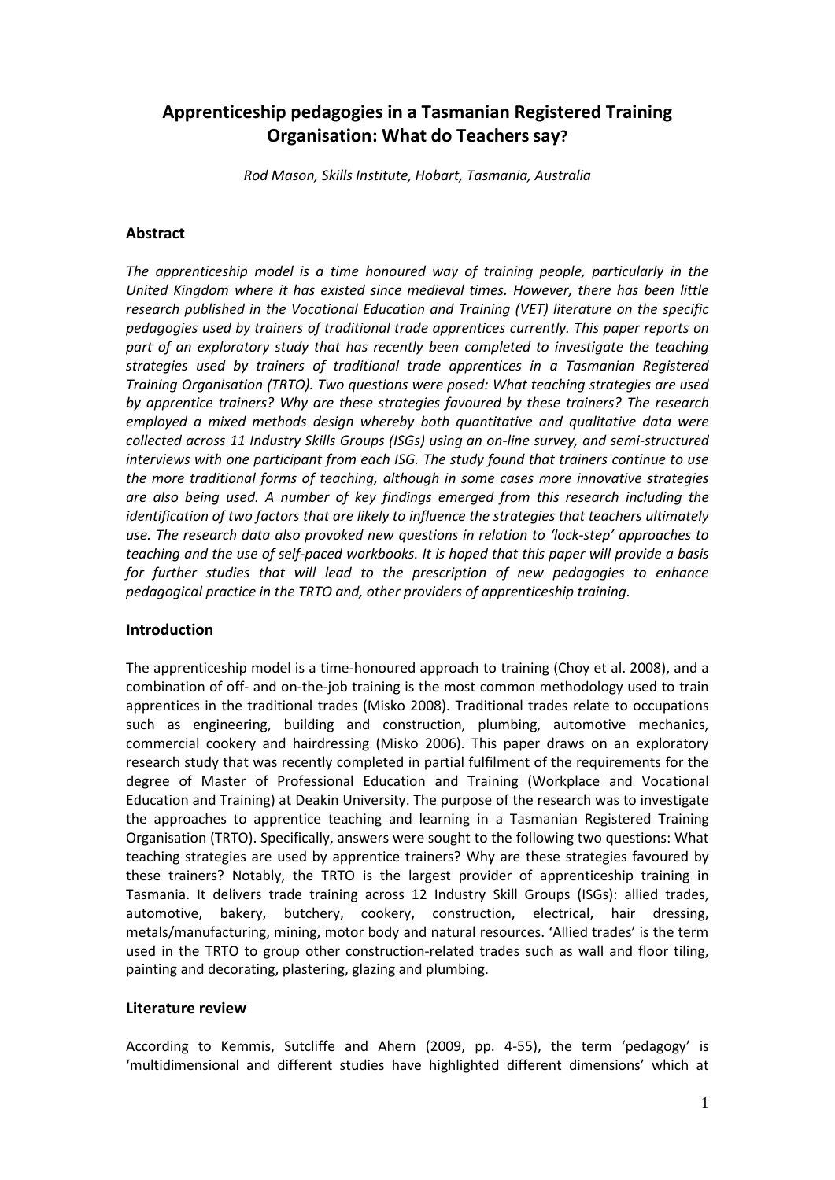# Apprenticeship pedagogies in a Tasmanian Registered Training Organisation: What do Teachers say?

*Rod Mason, Skills Institute, Hobart, Tasmania, Australia*

## Abstract

*The apprenticeship model is a time honoured way of training people, particularly in the United Kingdom where it has existed since medieval times. However, there has been little research published in the Vocational Education and Training (VET) literature on the specific pedagogies used by trainers of traditional trade apprentices currently. This paper reports on part of an exploratory study that has recently been completed to investigate the teaching strategies used by trainers of traditional trade apprentices in a Tasmanian Registered Training Organisation (TRTO). Two questions were posed: What teaching strategies are used by apprentice trainers? Why are these strategies favoured by these trainers? The research employed a mixed methods design whereby both quantitative and qualitative data were collected across 11 Industry Skills Groups (ISGs) using an on-line survey, and semi-structured interviews with one participant from each ISG. The study found that trainers continue to use the more traditional forms of teaching, although in some cases more innovative strategies are also being used. A number of key findings emerged from this research including the identification of two factors that are likely to influence the strategies that teachers ultimately use. The research data also provoked new questions in relation to 'lock-step' approaches to teaching and the use of self-paced workbooks. It is hoped that this paper will provide a basis for further studies that will lead to the prescription of new pedagogies to enhance pedagogical practice in the TRTO and, other providers of apprenticeship training.*

## Introduction

The apprenticeship model is a time-honoured approach to training (Choy et al. 2008), and a combination of off- and on-the-job training is the most common methodology used to train apprentices in the traditional trades (Misko 2008). Traditional trades relate to occupations such as engineering, building and construction, plumbing, automotive mechanics, commercial cookery and hairdressing (Misko 2006). This paper draws on an exploratory research study that was recently completed in partial fulfilment of the requirements for the degree of Master of Professional Education and Training (Workplace and Vocational Education and Training) at Deakin University. The purpose of the research was to investigate the approaches to apprentice teaching and learning in a Tasmanian Registered Training Organisation (TRTO). Specifically, answers were sought to the following two questions: What teaching strategies are used by apprentice trainers? Why are these strategies favoured by these trainers? Notably, the TRTO is the largest provider of apprenticeship training in Tasmania. It delivers trade training across 12 Industry Skill Groups (ISGs): allied trades, automotive, bakery, butchery, cookery, construction, electrical, hair dressing, metals/manufacturing, mining, motor body and natural resources. 'Allied trades' is the term used in the TRTO to group other construction-related trades such as wall and floor tiling, painting and decorating, plastering, glazing and plumbing.

## Literature review

According to Kemmis, Sutcliffe and Ahern (2009, pp. 4-55), the term 'pedagogy' is 'multidimensional and different studies have highlighted different dimensions' which at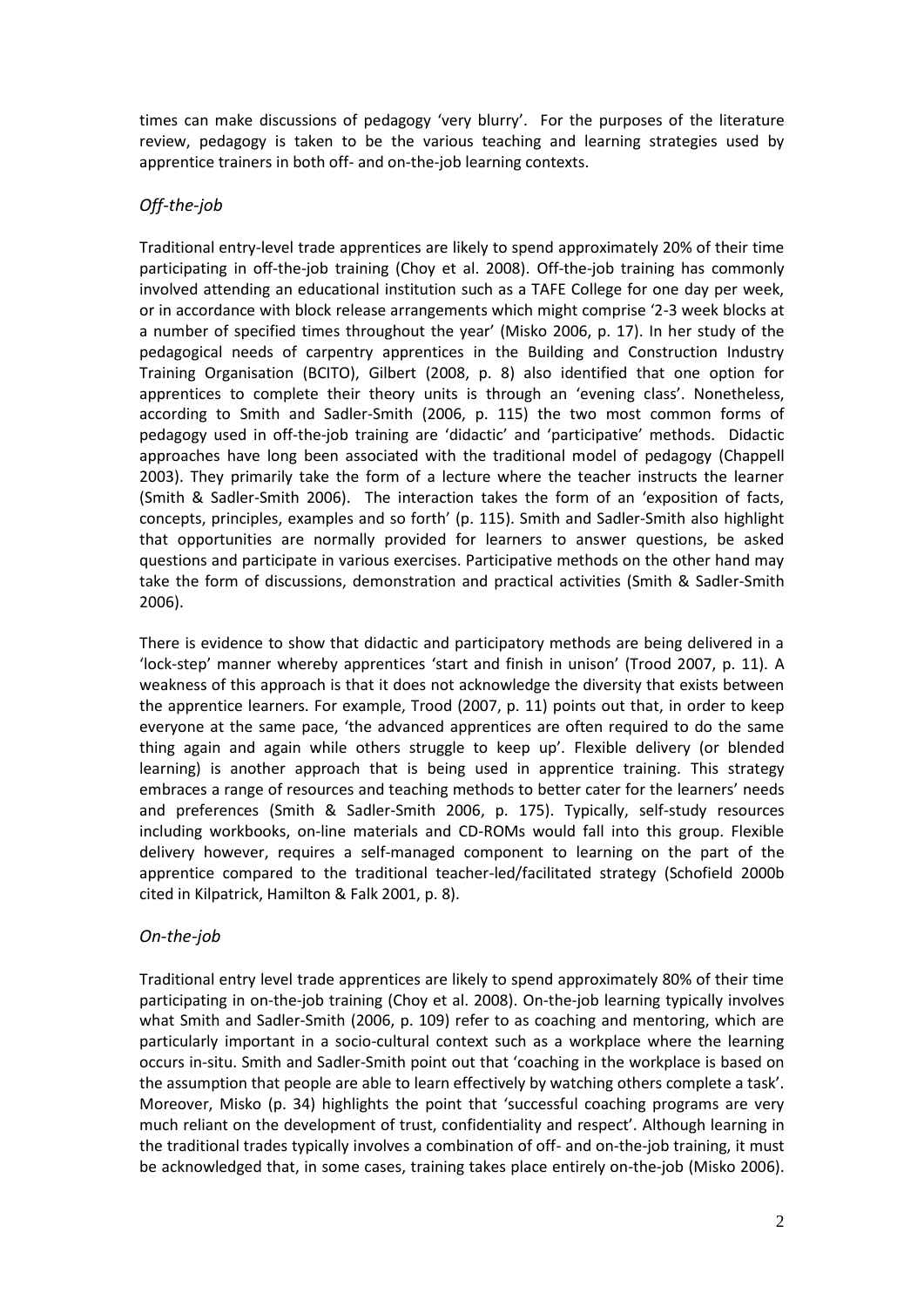times can make discussions of pedagogy 'very blurry'. For the purposes of the literature review, pedagogy is taken to be the various teaching and learning strategies used by apprentice trainers in both off- and on-the-job learning contexts.

### *Off-the-job*

Traditional entry-level trade apprentices are likely to spend approximately 20% of their time participating in off-the-job training (Choy et al. 2008). Off-the-job training has commonly involved attending an educational institution such as a TAFE College for one day per week, or in accordance with block release arrangements which might comprise '2-3 week blocks at a number of specified times throughout the year' (Misko 2006, p. 17). In her study of the pedagogical needs of carpentry apprentices in the Building and Construction Industry Training Organisation (BCITO), Gilbert (2008, p. 8) also identified that one option for apprentices to complete their theory units is through an 'evening class'. Nonetheless, according to Smith and Sadler-Smith (2006, p. 115) the two most common forms of pedagogy used in off-the-job training are 'didactic' and 'participative' methods. Didactic approaches have long been associated with the traditional model of pedagogy (Chappell 2003). They primarily take the form of a lecture where the teacher instructs the learner (Smith & Sadler-Smith 2006). The interaction takes the form of an 'exposition of facts, concepts, principles, examples and so forth' (p. 115). Smith and Sadler-Smith also highlight that opportunities are normally provided for learners to answer questions, be asked questions and participate in various exercises. Participative methods on the other hand may take the form of discussions, demonstration and practical activities (Smith & Sadler-Smith 2006).

There is evidence to show that didactic and participatory methods are being delivered in a 'lock-step' manner whereby apprentices 'start and finish in unison' (Trood 2007, p. 11). A weakness of this approach is that it does not acknowledge the diversity that exists between the apprentice learners. For example, Trood (2007, p. 11) points out that, in order to keep everyone at the same pace, 'the advanced apprentices are often required to do the same thing again and again while others struggle to keep up'. Flexible delivery (or blended learning) is another approach that is being used in apprentice training. This strategy embraces a range of resources and teaching methods to better cater for the learners' needs and preferences (Smith & Sadler-Smith 2006, p. 175). Typically, self-study resources including workbooks, on-line materials and CD-ROMs would fall into this group. Flexible delivery however, requires a self-managed component to learning on the part of the apprentice compared to the traditional teacher-led/facilitated strategy (Schofield 2000b cited in Kilpatrick, Hamilton & Falk 2001, p. 8).

### *On-the-job*

Traditional entry level trade apprentices are likely to spend approximately 80% of their time participating in on-the-job training (Choy et al. 2008). On-the-job learning typically involves what Smith and Sadler-Smith (2006, p. 109) refer to as coaching and mentoring, which are particularly important in a socio-cultural context such as a workplace where the learning occurs in-situ. Smith and Sadler-Smith point out that 'coaching in the workplace is based on the assumption that people are able to learn effectively by watching others complete a task'. Moreover, Misko (p. 34) highlights the point that 'successful coaching programs are very much reliant on the development of trust, confidentiality and respect'. Although learning in the traditional trades typically involves a combination of off- and on-the-job training, it must be acknowledged that, in some cases, training takes place entirely on-the-job (Misko 2006).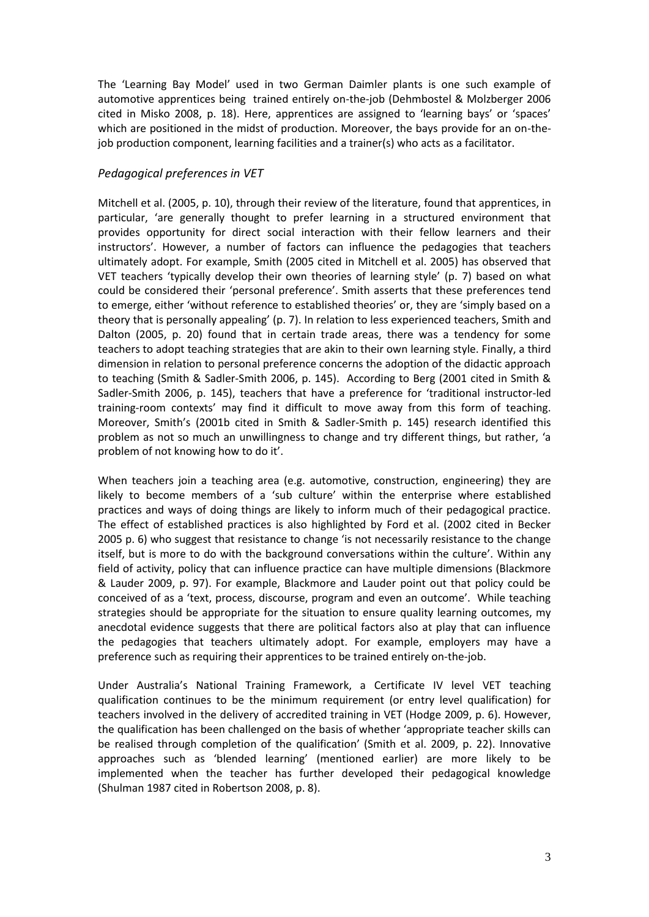The 'Learning Bay Model' used in two German Daimler plants is one such example of automotive apprentices being trained entirely on-the-job (Dehmbostel & Molzberger 2006 cited in Misko 2008, p. 18). Here, apprentices are assigned to 'learning bays' or 'spaces' which are positioned in the midst of production. Moreover, the bays provide for an on-the-job production component, learning facilities and a trainer(s) who acts as a facilitator.

### *Pedagogical preferences in VET*

Mitchell et al. (2005, p. 10), through their review of the literature, found that apprentices, in particular, 'are generally thought to prefer learning in a structured environment that provides opportunity for direct social interaction with their fellow learners and their instructors'. However, a number of factors can influence the pedagogies that teachers ultimately adopt. For example, Smith (2005 cited in Mitchell et al. 2005) has observed that VET teachers 'typically develop their own theories of learning style' (p. 7) based on what could be considered their 'personal preference'. Smith asserts that these preferences tend to emerge, either 'without reference to established theories' or, they are 'simply based on a theory that is personally appealing' (p. 7). In relation to less experienced teachers, Smith and Dalton (2005, p. 20) found that in certain trade areas, there was a tendency for some teachers to adopt teaching strategies that are akin to their own learning style. Finally, a third dimension in relation to personal preference concerns the adoption of the didactic approach to teaching (Smith & Sadler-Smith 2006, p. 145). According to Berg (2001 cited in Smith & Sadler-Smith 2006, p. 145), teachers that have a preference for 'traditional instructor-led training-room contexts' may find it difficult to move away from this form of teaching. Moreover, Smith's (2001b cited in Smith & Sadler-Smith p. 145) research identified this problem as not so much an unwillingness to change and try different things, but rather, 'a problem of not knowing how to do it'.

When teachers join a teaching area (e.g. automotive, construction, engineering) they are likely to become members of a 'sub culture' within the enterprise where established practices and ways of doing things are likely to inform much of their pedagogical practice. The effect of established practices is also highlighted by Ford et al. (2002 cited in Becker 2005 p. 6) who suggest that resistance to change 'is not necessarily resistance to the change itself, but is more to do with the background conversations within the culture'. Within any field of activity, policy that can influence practice can have multiple dimensions (Blackmore & Lauder 2009, p. 97). For example, Blackmore and Lauder point out that policy could be conceived of as a 'text, process, discourse, program and even an outcome'. While teaching strategies should be appropriate for the situation to ensure quality learning outcomes, my anecdotal evidence suggests that there are political factors also at play that can influence the pedagogies that teachers ultimately adopt. For example, employers may have a preference such as requiring their apprentices to be trained entirely on-the-job.

Under Australia's National Training Framework, a Certificate IV level VET teaching qualification continues to be the minimum requirement (or entry level qualification) for teachers involved in the delivery of accredited training in VET (Hodge 2009, p. 6). However, the qualification has been challenged on the basis of whether 'appropriate teacher skills can be realised through completion of the qualification' (Smith et al. 2009, p. 22). Innovative approaches such as 'blended learning' (mentioned earlier) are more likely to be implemented when the teacher has further developed their pedagogical knowledge (Shulman 1987 cited in Robertson 2008, p. 8).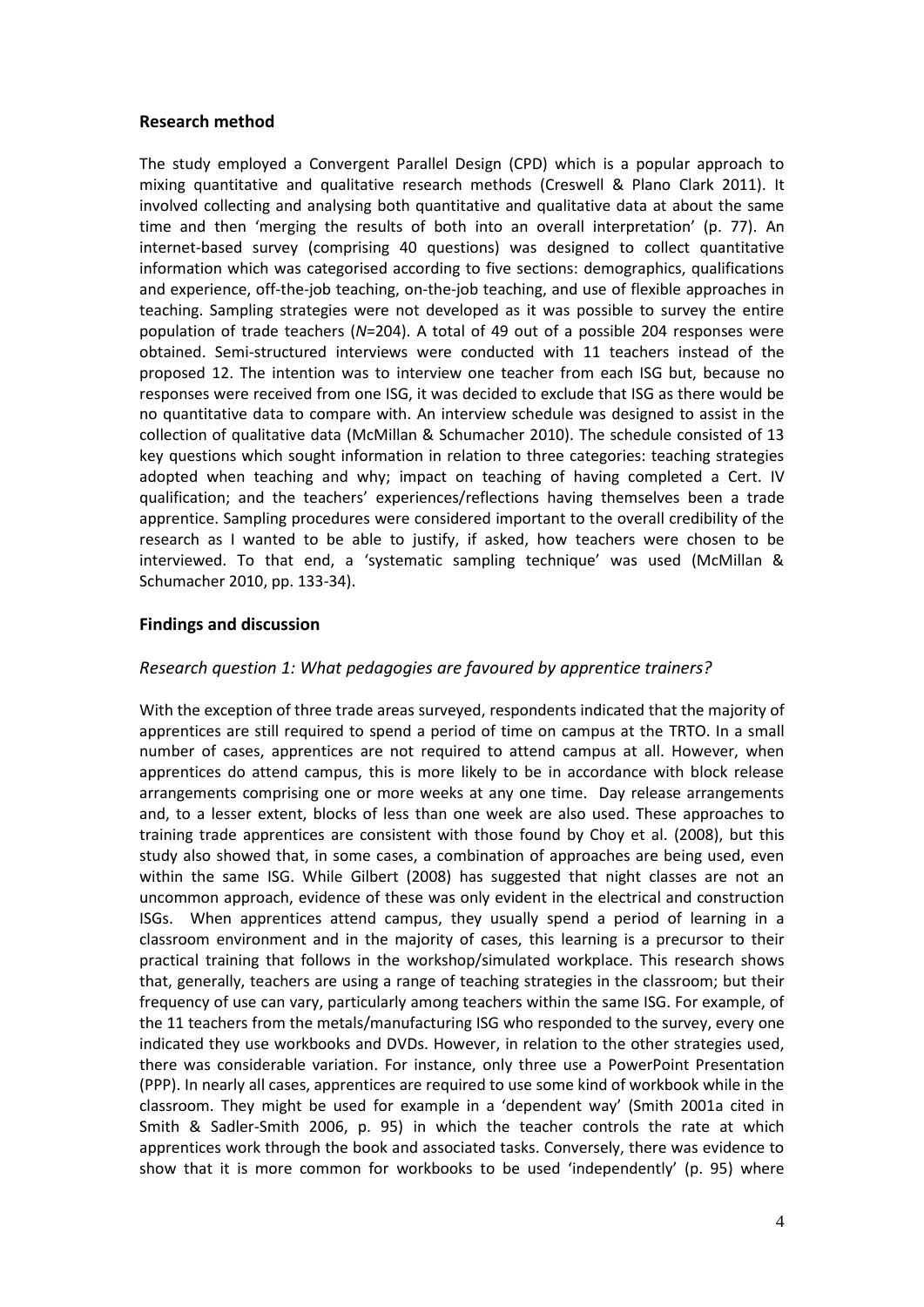## Research method

The study employed a Convergent Parallel Design (CPD) which is a popular approach to mixing quantitative and qualitative research methods (Creswell & Plano Clark 2011). It involved collecting and analysing both quantitative and qualitative data at about the same time and then 'merging the results of both into an overall interpretation' (p. 77). An internet-based survey (comprising 40 questions) was designed to collect quantitative information which was categorised according to five sections: demographics, qualifications and experience, off-the-job teaching, on-the-job teaching, and use of flexible approaches in teaching. Sampling strategies were not developed as it was possible to survey the entire population of trade teachers (*N*=204). A total of 49 out of a possible 204 responses were obtained. Semi-structured interviews were conducted with 11 teachers instead of the proposed 12. The intention was to interview one teacher from each ISG but, because no responses were received from one ISG, it was decided to exclude that ISG as there would be no quantitative data to compare with. An interview schedule was designed to assist in the collection of qualitative data (McMillan & Schumacher 2010). The schedule consisted of 13 key questions which sought information in relation to three categories: teaching strategies adopted when teaching and why; impact on teaching of having completed a Cert. IV qualification; and the teachers' experiences/reflections having themselves been a trade apprentice. Sampling procedures were considered important to the overall credibility of the research as I wanted to be able to justify, if asked, how teachers were chosen to be interviewed. To that end, a 'systematic sampling technique' was used (McMillan & Schumacher 2010, pp. 133-34).

## Findings and discussion

### *Research question 1: What pedagogies are favoured by apprentice trainers?*

With the exception of three trade areas surveyed, respondents indicated that the majority of apprentices are still required to spend a period of time on campus at the TRTO. In a small number of cases, apprentices are not required to attend campus at all. However, when apprentices do attend campus, this is more likely to be in accordance with block release arrangements comprising one or more weeks at any one time. Day release arrangements and, to a lesser extent, blocks of less than one week are also used. These approaches to training trade apprentices are consistent with those found by Choy et al. (2008), but this study also showed that, in some cases, a combination of approaches are being used, even within the same ISG. While Gilbert (2008) has suggested that night classes are not an uncommon approach, evidence of these was only evident in the electrical and construction ISGs. When apprentices attend campus, they usually spend a period of learning in a classroom environment and in the majority of cases, this learning is a precursor to their practical training that follows in the workshop/simulated workplace. This research shows that, generally, teachers are using a range of teaching strategies in the classroom; but their frequency of use can vary, particularly among teachers within the same ISG. For example, of the 11 teachers from the metals/manufacturing ISG who responded to the survey, every one indicated they use workbooks and DVDs. However, in relation to the other strategies used, there was considerable variation. For instance, only three use a PowerPoint Presentation (PPP). In nearly all cases, apprentices are required to use some kind of workbook while in the classroom. They might be used for example in a 'dependent way' (Smith 2001a cited in Smith & Sadler-Smith 2006, p. 95) in which the teacher controls the rate at which apprentices work through the book and associated tasks. Conversely, there was evidence to show that it is more common for workbooks to be used 'independently' (p. 95) where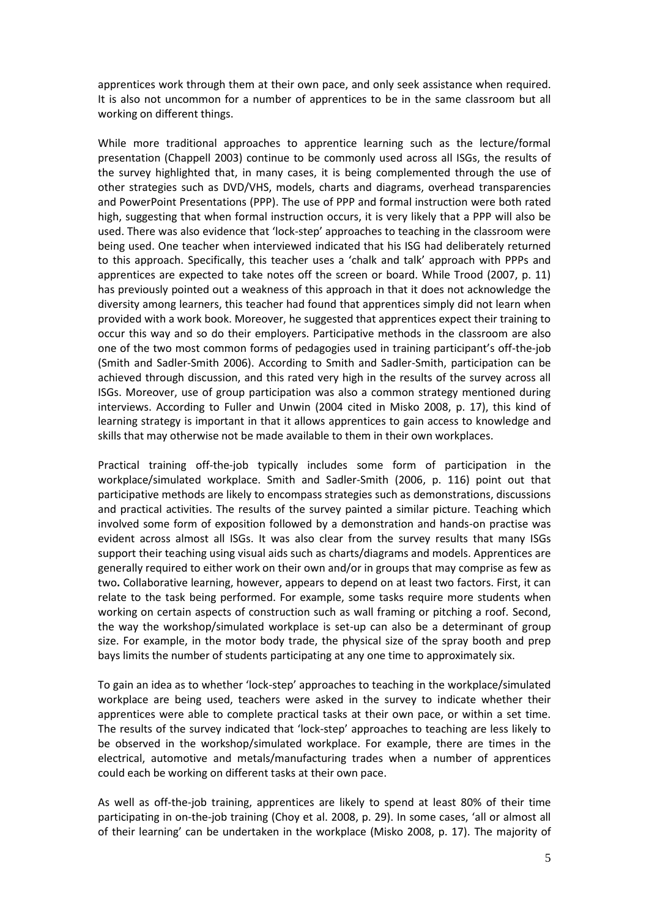apprentices work through them at their own pace, and only seek assistance when required. It is also not uncommon for a number of apprentices to be in the same classroom but all working on different things.

While more traditional approaches to apprentice learning such as the lecture/formal presentation (Chappell 2003) continue to be commonly used across all ISGs, the results of the survey highlighted that, in many cases, it is being complemented through the use of other strategies such as DVD/VHS, models, charts and diagrams, overhead transparencies and PowerPoint Presentations (PPP). The use of PPP and formal instruction were both rated high, suggesting that when formal instruction occurs, it is very likely that a PPP will also be used. There was also evidence that 'lock-step' approaches to teaching in the classroom were being used. One teacher when interviewed indicated that his ISG had deliberately returned to this approach. Specifically, this teacher uses a 'chalk and talk' approach with PPPs and apprentices are expected to take notes off the screen or board. While Trood (2007, p. 11) has previously pointed out a weakness of this approach in that it does not acknowledge the diversity among learners, this teacher had found that apprentices simply did not learn when provided with a work book. Moreover, he suggested that apprentices expect their training to occur this way and so do their employers. Participative methods in the classroom are also one of the two most common forms of pedagogies used in training participant's off-the-job (Smith and Sadler-Smith 2006). According to Smith and Sadler-Smith, participation can be achieved through discussion, and this rated very high in the results of the survey across all ISGs. Moreover, use of group participation was also a common strategy mentioned during interviews. According to Fuller and Unwin (2004 cited in Misko 2008, p. 17), this kind of learning strategy is important in that it allows apprentices to gain access to knowledge and skills that may otherwise not be made available to them in their own workplaces.

Practical training off-the-job typically includes some form of participation in the workplace/simulated workplace. Smith and Sadler-Smith (2006, p. 116) point out that participative methods are likely to encompass strategies such as demonstrations, discussions and practical activities. The results of the survey painted a similar picture. Teaching which involved some form of exposition followed by a demonstration and hands-on practise was evident across almost all ISGs. It was also clear from the survey results that many ISGs support their teaching using visual aids such as charts/diagrams and models. Apprentices are generally required to either work on their own and/or in groups that may comprise as few as two. Collaborative learning, however, appears to depend on at least two factors. First, it can relate to the task being performed. For example, some tasks require more students when working on certain aspects of construction such as wall framing or pitching a roof. Second, the way the workshop/simulated workplace is set-up can also be a determinant of group size. For example, in the motor body trade, the physical size of the spray booth and prep bays limits the number of students participating at any one time to approximately six.

To gain an idea as to whether 'lock-step' approaches to teaching in the workplace/simulated workplace are being used, teachers were asked in the survey to indicate whether their apprentices were able to complete practical tasks at their own pace, or within a set time. The results of the survey indicated that 'lock-step' approaches to teaching are less likely to be observed in the workshop/simulated workplace. For example, there are times in the electrical, automotive and metals/manufacturing trades when a number of apprentices could each be working on different tasks at their own pace.

As well as off-the-job training, apprentices are likely to spend at least 80% of their time participating in on-the-job training (Choy et al. 2008, p. 29). In some cases, 'all or almost all of their learning' can be undertaken in the workplace (Misko 2008, p. 17). The majority of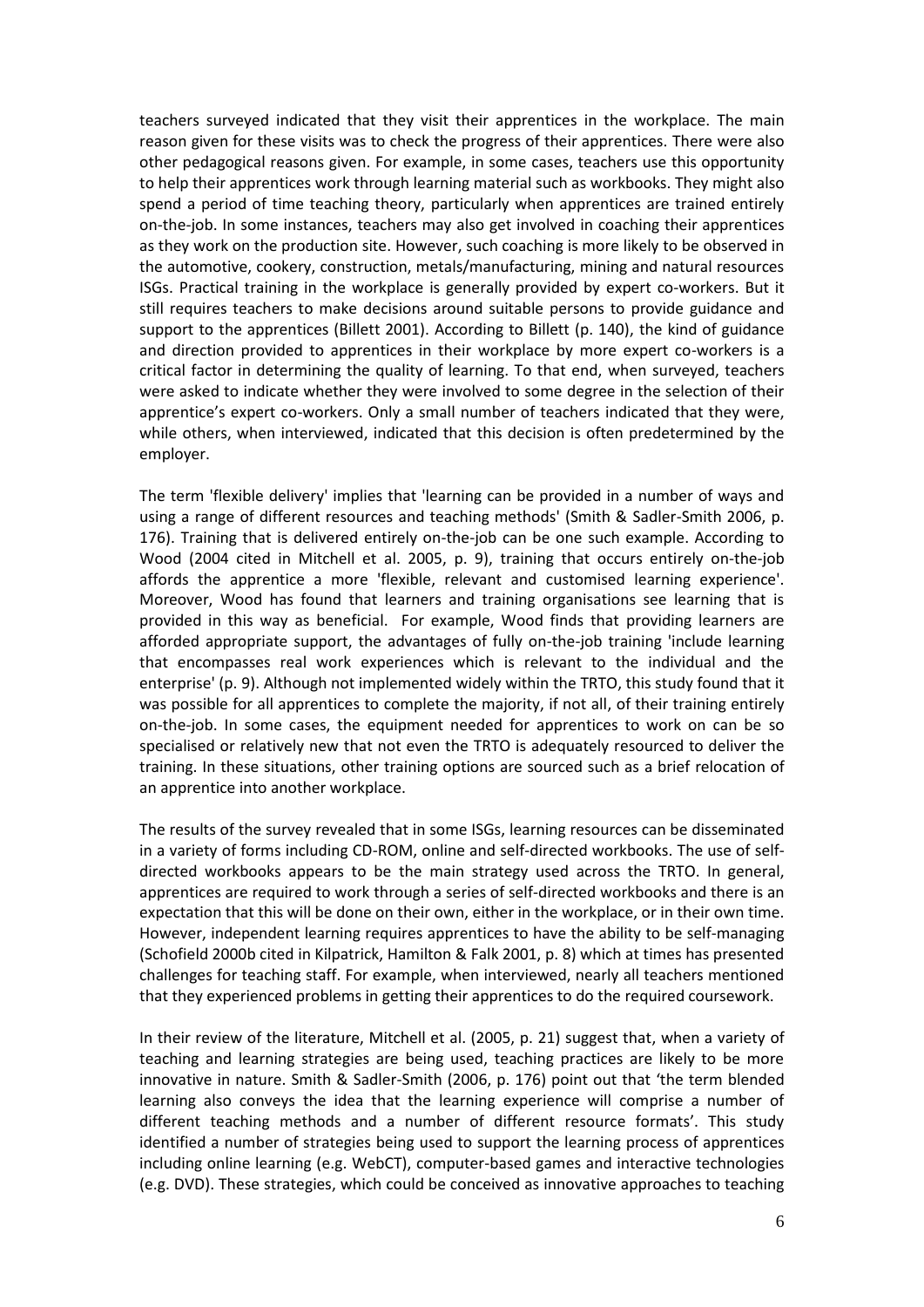teachers surveyed indicated that they visit their apprentices in the workplace. The main reason given for these visits was to check the progress of their apprentices. There were also other pedagogical reasons given. For example, in some cases, teachers use this opportunity to help their apprentices work through learning material such as workbooks. They might also spend a period of time teaching theory, particularly when apprentices are trained entirely on-the-job. In some instances, teachers may also get involved in coaching their apprentices as they work on the production site. However, such coaching is more likely to be observed in the automotive, cookery, construction, metals/manufacturing, mining and natural resources ISGs. Practical training in the workplace is generally provided by expert co-workers. But it still requires teachers to make decisions around suitable persons to provide guidance and support to the apprentices (Billett 2001). According to Billett (p. 140), the kind of guidance and direction provided to apprentices in their workplace by more expert co-workers is a critical factor in determining the quality of learning. To that end, when surveyed, teachers were asked to indicate whether they were involved to some degree in the selection of their apprentice's expert co-workers. Only a small number of teachers indicated that they were, while others, when interviewed, indicated that this decision is often predetermined by the employer.

The term 'flexible delivery' implies that 'learning can be provided in a number of ways and using a range of different resources and teaching methods' (Smith & Sadler-Smith 2006, p. 176). Training that is delivered entirely on-the-job can be one such example. According to Wood (2004 cited in Mitchell et al. 2005, p. 9), training that occurs entirely on-the-job affords the apprentice a more 'flexible, relevant and customised learning experience'. Moreover, Wood has found that learners and training organisations see learning that is provided in this way as beneficial. For example, Wood finds that providing learners are afforded appropriate support, the advantages of fully on-the-job training 'include learning that encompasses real work experiences which is relevant to the individual and the enterprise' (p. 9). Although not implemented widely within the TRTO, this study found that it was possible for all apprentices to complete the majority, if not all, of their training entirely on-the-job. In some cases, the equipment needed for apprentices to work on can be so specialised or relatively new that not even the TRTO is adequately resourced to deliver the training. In these situations, other training options are sourced such as a brief relocation of an apprentice into another workplace.

The results of the survey revealed that in some ISGs, learning resources can be disseminated in a variety of forms including CD-ROM, online and self-directed workbooks. The use of self-directed workbooks appears to be the main strategy used across the TRTO. In general, apprentices are required to work through a series of self-directed workbooks and there is an expectation that this will be done on their own, either in the workplace, or in their own time. However, independent learning requires apprentices to have the ability to be self-managing (Schofield 2000b cited in Kilpatrick, Hamilton & Falk 2001, p. 8) which at times has presented challenges for teaching staff. For example, when interviewed, nearly all teachers mentioned that they experienced problems in getting their apprentices to do the required coursework.

In their review of the literature, Mitchell et al. (2005, p. 21) suggest that, when a variety of teaching and learning strategies are being used, teaching practices are likely to be more innovative in nature. Smith & Sadler-Smith (2006, p. 176) point out that 'the term blended learning also conveys the idea that the learning experience will comprise a number of different teaching methods and a number of different resource formats'. This study identified a number of strategies being used to support the learning process of apprentices including online learning (e.g. WebCT), computer-based games and interactive technologies (e.g. DVD). These strategies, which could be conceived as innovative approaches to teaching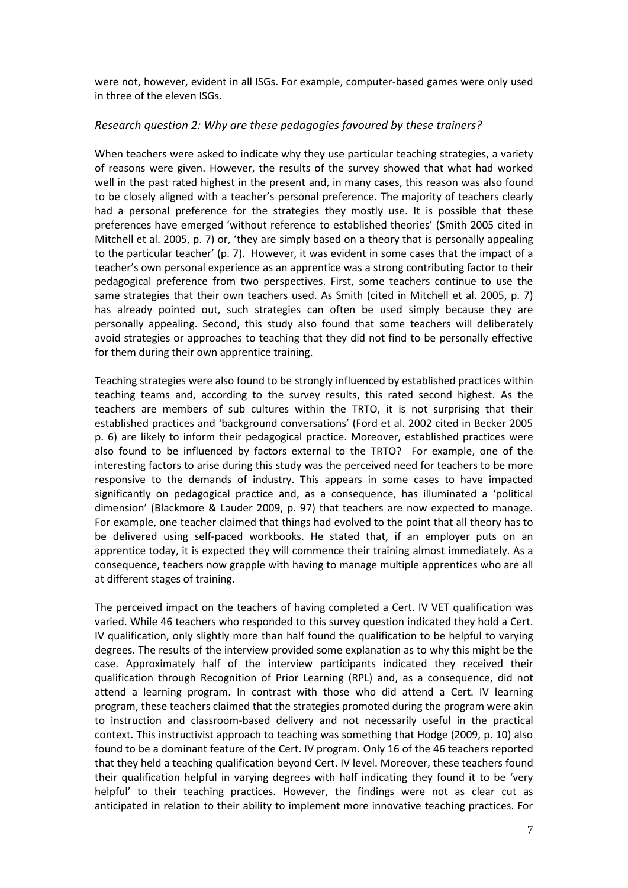were not, however, evident in all ISGs. For example, computer-based games were only used in three of the eleven ISGs.

### *Research question 2: Why are these pedagogies favoured by these trainers?*

When teachers were asked to indicate why they use particular teaching strategies, a variety of reasons were given. However, the results of the survey showed that what had worked well in the past rated highest in the present and, in many cases, this reason was also found to be closely aligned with a teacher's personal preference. The majority of teachers clearly had a personal preference for the strategies they mostly use. It is possible that these preferences have emerged 'without reference to established theories' (Smith 2005 cited in Mitchell et al. 2005, p. 7) or, 'they are simply based on a theory that is personally appealing to the particular teacher' (p. 7). However, it was evident in some cases that the impact of a teacher's own personal experience as an apprentice was a strong contributing factor to their pedagogical preference from two perspectives. First, some teachers continue to use the same strategies that their own teachers used. As Smith (cited in Mitchell et al. 2005, p. 7) has already pointed out, such strategies can often be used simply because they are personally appealing. Second, this study also found that some teachers will deliberately avoid strategies or approaches to teaching that they did not find to be personally effective for them during their own apprentice training.

Teaching strategies were also found to be strongly influenced by established practices within teaching teams and, according to the survey results, this rated second highest. As the teachers are members of sub cultures within the TRTO, it is not surprising that their established practices and 'background conversations' (Ford et al. 2002 cited in Becker 2005 p. 6) are likely to inform their pedagogical practice. Moreover, established practices were also found to be influenced by factors external to the TRTO? For example, one of the interesting factors to arise during this study was the perceived need for teachers to be more responsive to the demands of industry. This appears in some cases to have impacted significantly on pedagogical practice and, as a consequence, has illuminated a 'political dimension' (Blackmore & Lauder 2009, p. 97) that teachers are now expected to manage. For example, one teacher claimed that things had evolved to the point that all theory has to be delivered using self-paced workbooks. He stated that, if an employer puts on an apprentice today, it is expected they will commence their training almost immediately. As a consequence, teachers now grapple with having to manage multiple apprentices who are all at different stages of training.

The perceived impact on the teachers of having completed a Cert. IV VET qualification was varied. While 46 teachers who responded to this survey question indicated they hold a Cert. IV qualification, only slightly more than half found the qualification to be helpful to varying degrees. The results of the interview provided some explanation as to why this might be the case. Approximately half of the interview participants indicated they received their qualification through Recognition of Prior Learning (RPL) and, as a consequence, did not attend a learning program. In contrast with those who did attend a Cert. IV learning program, these teachers claimed that the strategies promoted during the program were akin to instruction and classroom-based delivery and not necessarily useful in the practical context. This instructivist approach to teaching was something that Hodge (2009, p. 10) also found to be a dominant feature of the Cert. IV program. Only 16 of the 46 teachers reported that they held a teaching qualification beyond Cert. IV level. Moreover, these teachers found their qualification helpful in varying degrees with half indicating they found it to be 'very helpful' to their teaching practices. However, the findings were not as clear cut as anticipated in relation to their ability to implement more innovative teaching practices. For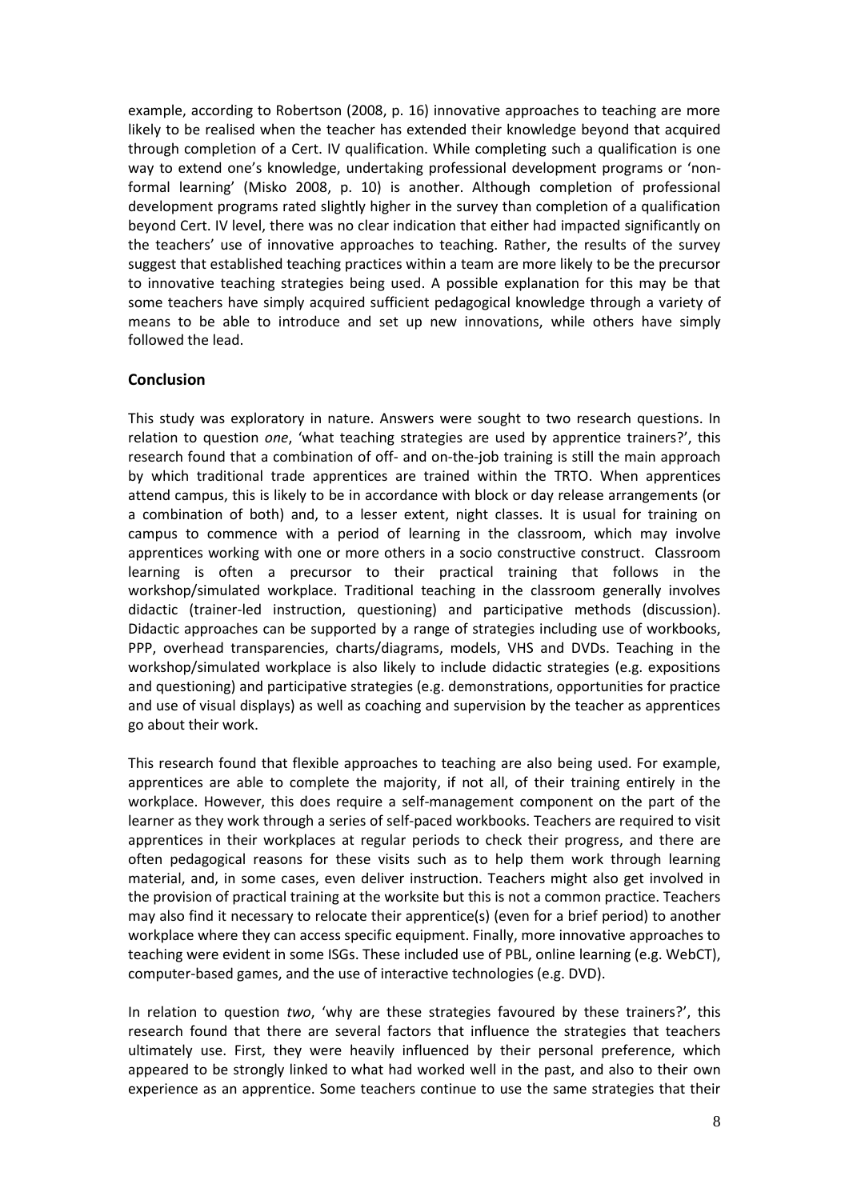example, according to Robertson (2008, p. 16) innovative approaches to teaching are more likely to be realised when the teacher has extended their knowledge beyond that acquired through completion of a Cert. IV qualification. While completing such a qualification is one way to extend one's knowledge, undertaking professional development programs or 'non-formal learning' (Misko 2008, p. 10) is another. Although completion of professional development programs rated slightly higher in the survey than completion of a qualification beyond Cert. IV level, there was no clear indication that either had impacted significantly on the teachers' use of innovative approaches to teaching. Rather, the results of the survey suggest that established teaching practices within a team are more likely to be the precursor to innovative teaching strategies being used. A possible explanation for this may be that some teachers have simply acquired sufficient pedagogical knowledge through a variety of means to be able to introduce and set up new innovations, while others have simply followed the lead.

## Conclusion

This study was exploratory in nature. Answers were sought to two research questions. In relation to question *one*, 'what teaching strategies are used by apprentice trainers?', this research found that a combination of off- and on-the-job training is still the main approach by which traditional trade apprentices are trained within the TRTO. When apprentices attend campus, this is likely to be in accordance with block or day release arrangements (or a combination of both) and, to a lesser extent, night classes. It is usual for training on campus to commence with a period of learning in the classroom, which may involve apprentices working with one or more others in a socio constructive construct. Classroom learning is often a precursor to their practical training that follows in the workshop/simulated workplace. Traditional teaching in the classroom generally involves didactic (trainer-led instruction, questioning) and participative methods (discussion). Didactic approaches can be supported by a range of strategies including use of workbooks, PPP, overhead transparencies, charts/diagrams, models, VHS and DVDs. Teaching in the workshop/simulated workplace is also likely to include didactic strategies (e.g. expositions and questioning) and participative strategies (e.g. demonstrations, opportunities for practice and use of visual displays) as well as coaching and supervision by the teacher as apprentices go about their work.

This research found that flexible approaches to teaching are also being used. For example, apprentices are able to complete the majority, if not all, of their training entirely in the workplace. However, this does require a self-management component on the part of the learner as they work through a series of self-paced workbooks. Teachers are required to visit apprentices in their workplaces at regular periods to check their progress, and there are often pedagogical reasons for these visits such as to help them work through learning material, and, in some cases, even deliver instruction. Teachers might also get involved in the provision of practical training at the worksite but this is not a common practice. Teachers may also find it necessary to relocate their apprentice(s) (even for a brief period) to another workplace where they can access specific equipment. Finally, more innovative approaches to teaching were evident in some ISGs. These included use of PBL, online learning (e.g. WebCT), computer-based games, and the use of interactive technologies (e.g. DVD).

In relation to question *two*, 'why are these strategies favoured by these trainers?', this research found that there are several factors that influence the strategies that teachers ultimately use. First, they were heavily influenced by their personal preference, which appeared to be strongly linked to what had worked well in the past, and also to their own experience as an apprentice. Some teachers continue to use the same strategies that their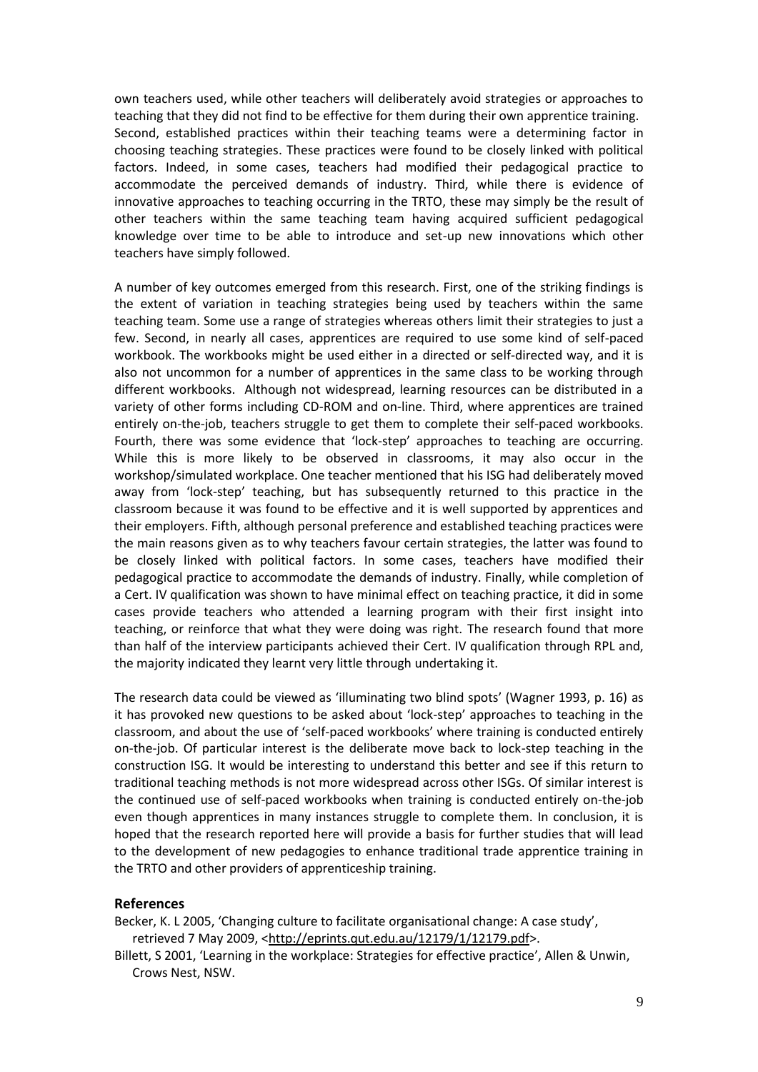own teachers used, while other teachers will deliberately avoid strategies or approaches to teaching that they did not find to be effective for them during their own apprentice training. Second, established practices within their teaching teams were a determining factor in choosing teaching strategies. These practices were found to be closely linked with political factors. Indeed, in some cases, teachers had modified their pedagogical practice to accommodate the perceived demands of industry. Third, while there is evidence of innovative approaches to teaching occurring in the TRTO, these may simply be the result of other teachers within the same teaching team having acquired sufficient pedagogical knowledge over time to be able to introduce and set-up new innovations which other teachers have simply followed.

A number of key outcomes emerged from this research. First, one of the striking findings is the extent of variation in teaching strategies being used by teachers within the same teaching team. Some use a range of strategies whereas others limit their strategies to just a few. Second, in nearly all cases, apprentices are required to use some kind of self-paced workbook. The workbooks might be used either in a directed or self-directed way, and it is also not uncommon for a number of apprentices in the same class to be working through different workbooks. Although not widespread, learning resources can be distributed in a variety of other forms including CD-ROM and on-line. Third, where apprentices are trained entirely on-the-job, teachers struggle to get them to complete their self-paced workbooks. Fourth, there was some evidence that 'lock-step' approaches to teaching are occurring. While this is more likely to be observed in classrooms, it may also occur in the workshop/simulated workplace. One teacher mentioned that his ISG had deliberately moved away from 'lock-step' teaching, but has subsequently returned to this practice in the classroom because it was found to be effective and it is well supported by apprentices and their employers. Fifth, although personal preference and established teaching practices were the main reasons given as to why teachers favour certain strategies, the latter was found to be closely linked with political factors. In some cases, teachers have modified their pedagogical practice to accommodate the demands of industry. Finally, while completion of a Cert. IV qualification was shown to have minimal effect on teaching practice, it did in some cases provide teachers who attended a learning program with their first insight into teaching, or reinforce that what they were doing was right. The research found that more than half of the interview participants achieved their Cert. IV qualification through RPL and, the majority indicated they learnt very little through undertaking it.

The research data could be viewed as 'illuminating two blind spots' (Wagner 1993, p. 16) as it has provoked new questions to be asked about 'lock-step' approaches to teaching in the classroom, and about the use of 'self-paced workbooks' where training is conducted entirely on-the-job. Of particular interest is the deliberate move back to lock-step teaching in the construction ISG. It would be interesting to understand this better and see if this return to traditional teaching methods is not more widespread across other ISGs. Of similar interest is the continued use of self-paced workbooks when training is conducted entirely on-the-job even though apprentices in many instances struggle to complete them. In conclusion, it is hoped that the research reported here will provide a basis for further studies that will lead to the development of new pedagogies to enhance traditional trade apprentice training in the TRTO and other providers of apprenticeship training.

## References

Becker, K. L 2005, 'Changing culture to facilitate organisational change: A case study', retrieved 7 May 2009, <http://eprints.qut.edu.au/12179/1/12179.pdf>.

Billett, S 2001, 'Learning in the workplace: Strategies for effective practice', Allen & Unwin, Crows Nest, NSW.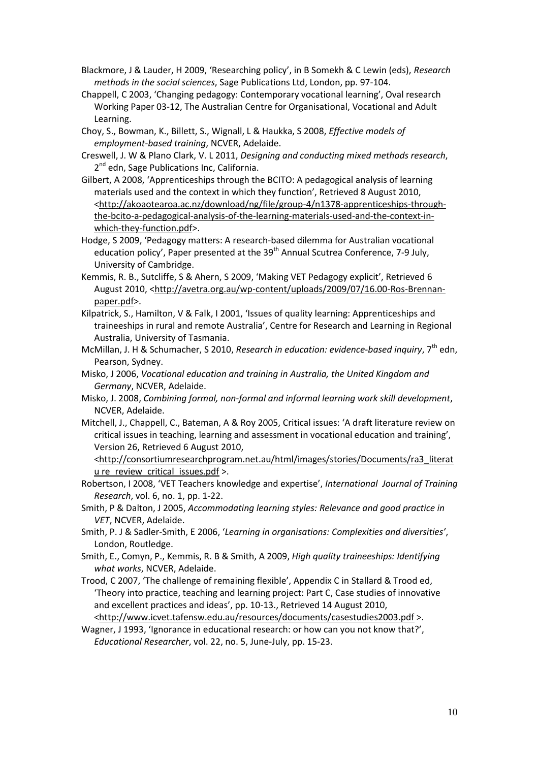Blackmore, J & Lauder, H 2009, 'Researching policy', in B Somekh & C Lewin (eds), *Research methods in the social sciences*, Sage Publications Ltd, London, pp. 97-104.

Chappell, C 2003, 'Changing pedagogy: Contemporary vocational learning', Oval research Working Paper 03-12, The Australian Centre for Organisational, Vocational and Adult Learning.

Choy, S., Bowman, K., Billett, S., Wignall, L & Haukka, S 2008, *Effective models of employment-based training*, NCVER, Adelaide.

Creswell, J. W & Plano Clark, V. L 2011, *Designing and conducting mixed methods research*, 2nd edn, Sage Publications Inc, California.

Gilbert, A 2008, 'Apprenticeships through the BCITO: A pedagogical analysis of learning materials used and the context in which they function', Retrieved 8 August 2010, <http://akoaotearoa.ac.nz/download/ng/file/group-4/n1378-apprenticeships-through-the-bcito-a-pedagogical-analysis-of-the-learning-materials-used-and-the-context-in-which-they-function.pdf>.

Hodge, S 2009, 'Pedagogy matters: A research-based dilemma for Australian vocational education policy', Paper presented at the 39th Annual Scutrea Conference, 7-9 July, University of Cambridge.

Kemmis, R. B., Sutcliffe, S & Ahern, S 2009, 'Making VET Pedagogy explicit', Retrieved 6 August 2010, <http://avetra.org.au/wp-content/uploads/2009/07/16.00-Ros-Brennan-paper.pdf>.

Kilpatrick, S., Hamilton, V & Falk, I 2001, 'Issues of quality learning: Apprenticeships and traineeships in rural and remote Australia', Centre for Research and Learning in Regional Australia, University of Tasmania.

McMillan, J. H & Schumacher, S 2010, *Research in education: evidence-based inquiry*, 7th edn, Pearson, Sydney.

Misko, J 2006, *Vocational education and training in Australia, the United Kingdom and Germany*, NCVER, Adelaide.

Misko, J. 2008, *Combining formal, non-formal and informal learning work skill development*, NCVER, Adelaide.

Mitchell, J., Chappell, C., Bateman, A & Roy 2005, Critical issues: 'A draft literature review on critical issues in teaching, learning and assessment in vocational education and training', Version 26, Retrieved 6 August 2010, <http://consortiumresearchprogram.net.au/html/images/stories/Documents/ra3_literatu re_review_critical_issues.pdf >.

Robertson, I 2008, 'VET Teachers knowledge and expertise', *International Journal of Training Research*, vol. 6, no. 1, pp. 1-22.

Smith, P & Dalton, J 2005, *Accommodating learning styles: Relevance and good practice in VET*, NCVER, Adelaide.

Smith, P. J & Sadler-Smith, E 2006, '*Learning in organisations: Complexities and diversities*', London, Routledge.

Smith, E., Comyn, P., Kemmis, R. B & Smith, A 2009, *High quality traineeships: Identifying what works*, NCVER, Adelaide.

Trood, C 2007, 'The challenge of remaining flexible', Appendix C in Stallard & Trood ed, 'Theory into practice, teaching and learning project: Part C, Case studies of innovative and excellent practices and ideas', pp. 10-13., Retrieved 14 August 2010, <http://www.icvet.tafensw.edu.au/resources/documents/casestudies2003.pdf >.

Wagner, J 1993, 'Ignorance in educational research: or how can you not know that?', *Educational Researcher*, vol. 22, no. 5, June-July, pp. 15-23.